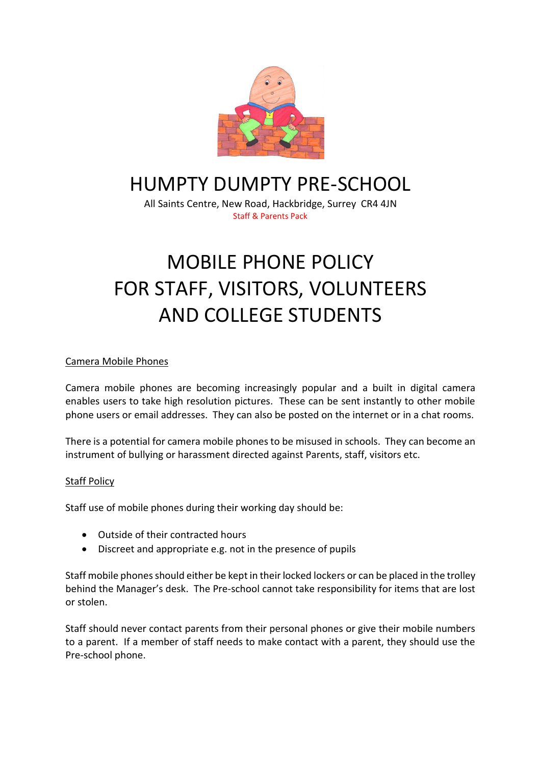# HUMPTY DUMPTY PRE-SCHOOL

All Saints Centre, New Road, Hackbridge, Surrey CR4 4JN

Staff & Parents Pack

# MOBILE PHONE POLICY
# FOR STAFF, VISITORS, VOLUNTEERS
# AND COLLEGE STUDENTS

## Camera Mobile Phones

Camera mobile phones are becoming increasingly popular and a built in digital camera enables users to take high resolution pictures. These can be sent instantly to other mobile phone users or email addresses. They can also be posted on the internet or in a chat rooms.

There is a potential for camera mobile phones to be misused in schools. They can become an instrument of bullying or harassment directed against Parents, staff, visitors etc.

## Staff Policy

Staff use of mobile phones during their working day should be:

- Outside of their contracted hours
- Discreet and appropriate e.g. not in the presence of pupils

Staff mobile phones should either be kept in their locked lockers or can be placed in the trolley behind the Manager's desk. The Pre-school cannot take responsibility for items that are lost or stolen.

Staff should never contact parents from their personal phones or give their mobile numbers to a parent. If a member of staff needs to make contact with a parent, they should use the Pre-school phone.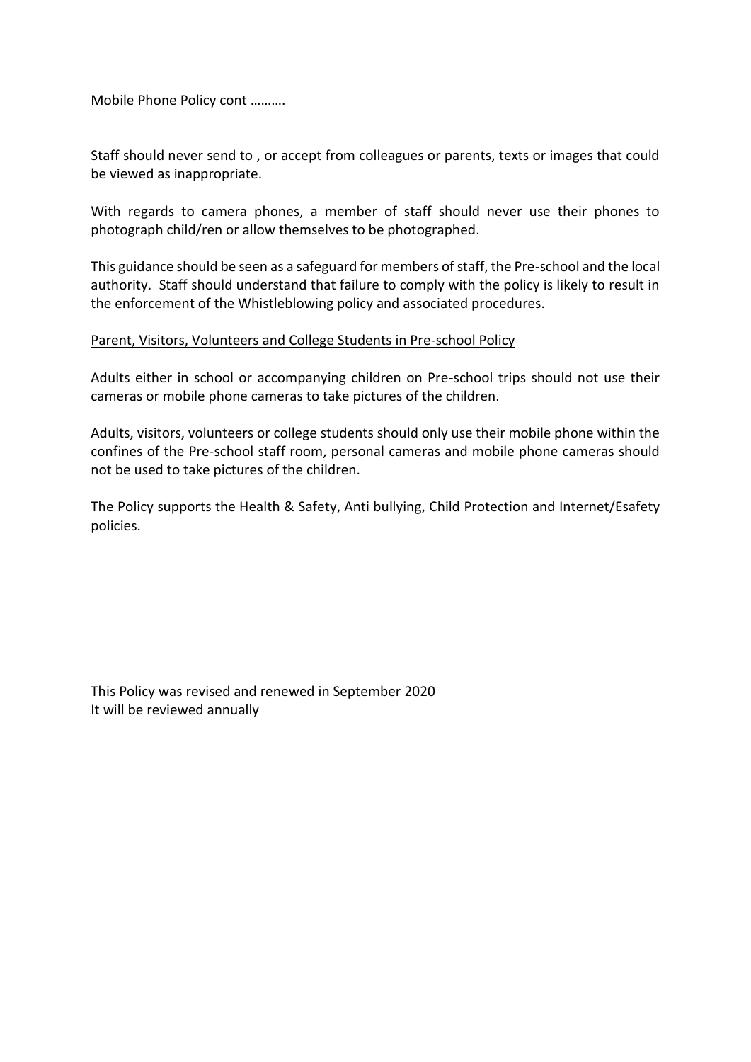Mobile Phone Policy cont ……….

Staff should never send to , or accept from colleagues or parents, texts or images that could be viewed as inappropriate.

With regards to camera phones, a member of staff should never use their phones to photograph child/ren or allow themselves to be photographed.

This guidance should be seen as a safeguard for members of staff, the Pre-school and the local authority. Staff should understand that failure to comply with the policy is likely to result in the enforcement of the Whistleblowing policy and associated procedures.

<u>Parent, Visitors, Volunteers and College Students in Pre-school Policy</u>

Adults either in school or accompanying children on Pre-school trips should not use their cameras or mobile phone cameras to take pictures of the children.

Adults, visitors, volunteers or college students should only use their mobile phone within the confines of the Pre-school staff room, personal cameras and mobile phone cameras should not be used to take pictures of the children.

The Policy supports the Health & Safety, Anti bullying, Child Protection and Internet/Esafety policies.

This Policy was revised and renewed in September 2020
It will be reviewed annually